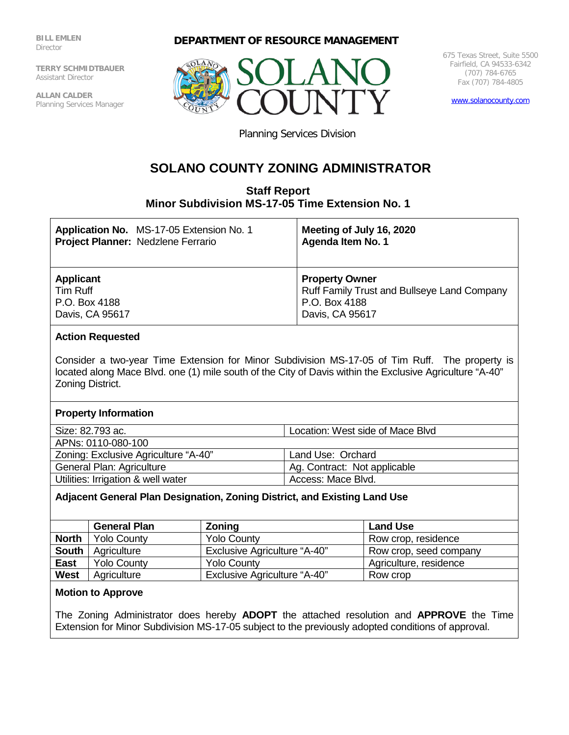BILL EMLEN
Director

TERRY SCHMIDTBAUER
Assistant Director

ALLAN CALDER
Planning Services Manager

**DEPARTMENT OF RESOURCE MANAGEMENT**

SOLANO COUNTY

675 Texas Street, Suite 5500
Fairfield, CA 94533-6342
(707) 784-6765
Fax (707) 784-4805

www.solanocounty.com

Planning Services Division

# SOLANO COUNTY ZONING ADMINISTRATOR

## Staff Report
## Minor Subdivision MS-17-05 Time Extension No. 1

| | |
|---|---|
| **Application No.** MS-17-05 Extension No. 1<br>**Project Planner:** Nedzlene Ferrario | **Meeting of July 16, 2020**<br>**Agenda Item No. 1** |
| **Applicant**<br>Tim Ruff<br>P.O. Box 4188<br>Davis, CA 95617 | **Property Owner**<br>Ruff Family Trust and Bullseye Land Company<br>P.O. Box 4188<br>Davis, CA 95617 |

**Action Requested**

Consider a two-year Time Extension for Minor Subdivision MS-17-05 of Tim Ruff. The property is located along Mace Blvd. one (1) mile south of the City of Davis within the Exclusive Agriculture "A-40" Zoning District.

**Property Information**

| | |
|---|---|
| Size: 82.793 ac. | Location: West side of Mace Blvd |
| APNs: 0110-080-100 | |
| Zoning: Exclusive Agriculture "A-40" | Land Use: Orchard |
| General Plan: Agriculture | Ag. Contract: Not applicable |
| Utilities: Irrigation & well water | Access: Mace Blvd. |

**Adjacent General Plan Designation, Zoning District, and Existing Land Use**

| | General Plan | Zoning | Land Use |
|---|---|---|---|
| **North** | Yolo County | Yolo County | Row crop, residence |
| **South** | Agriculture | Exclusive Agriculture "A-40" | Row crop, seed company |
| **East** | Yolo County | Yolo County | Agriculture, residence |
| **West** | Agriculture | Exclusive Agriculture "A-40" | Row crop |

**Motion to Approve**

The Zoning Administrator does hereby **ADOPT** the attached resolution and **APPROVE** the Time Extension for Minor Subdivision MS-17-05 subject to the previously adopted conditions of approval.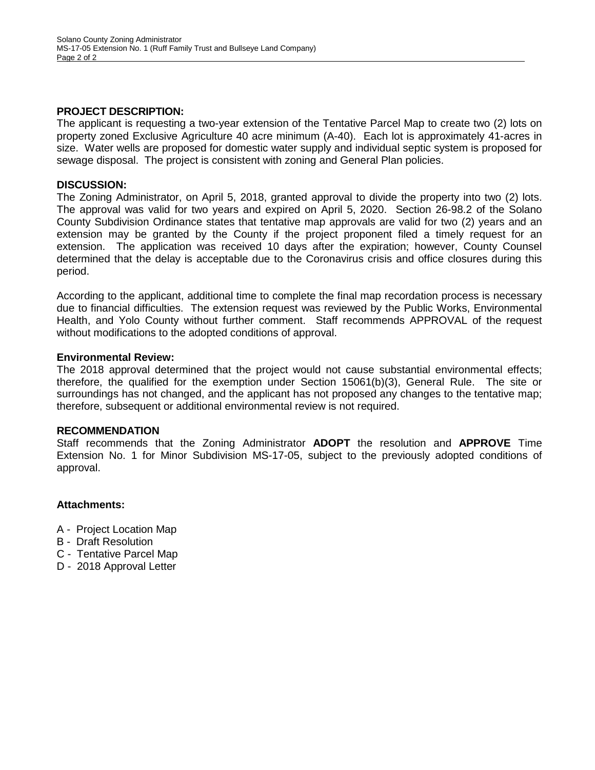**PROJECT DESCRIPTION:**

The applicant is requesting a two-year extension of the Tentative Parcel Map to create two (2) lots on property zoned Exclusive Agriculture 40 acre minimum (A-40). Each lot is approximately 41-acres in size. Water wells are proposed for domestic water supply and individual septic system is proposed for sewage disposal. The project is consistent with zoning and General Plan policies.

**DISCUSSION:**

The Zoning Administrator, on April 5, 2018, granted approval to divide the property into two (2) lots. The approval was valid for two years and expired on April 5, 2020. Section 26-98.2 of the Solano County Subdivision Ordinance states that tentative map approvals are valid for two (2) years and an extension may be granted by the County if the project proponent filed a timely request for an extension. The application was received 10 days after the expiration; however, County Counsel determined that the delay is acceptable due to the Coronavirus crisis and office closures during this period.

According to the applicant, additional time to complete the final map recordation process is necessary due to financial difficulties. The extension request was reviewed by the Public Works, Environmental Health, and Yolo County without further comment. Staff recommends APPROVAL of the request without modifications to the adopted conditions of approval.

**Environmental Review:**

The 2018 approval determined that the project would not cause substantial environmental effects; therefore, the qualified for the exemption under Section 15061(b)(3), General Rule. The site or surroundings has not changed, and the applicant has not proposed any changes to the tentative map; therefore, subsequent or additional environmental review is not required.

**RECOMMENDATION**

Staff recommends that the Zoning Administrator **ADOPT** the resolution and **APPROVE** Time Extension No. 1 for Minor Subdivision MS-17-05, subject to the previously adopted conditions of approval.

**Attachments:**

A - Project Location Map
B - Draft Resolution
C - Tentative Parcel Map
D - 2018 Approval Letter